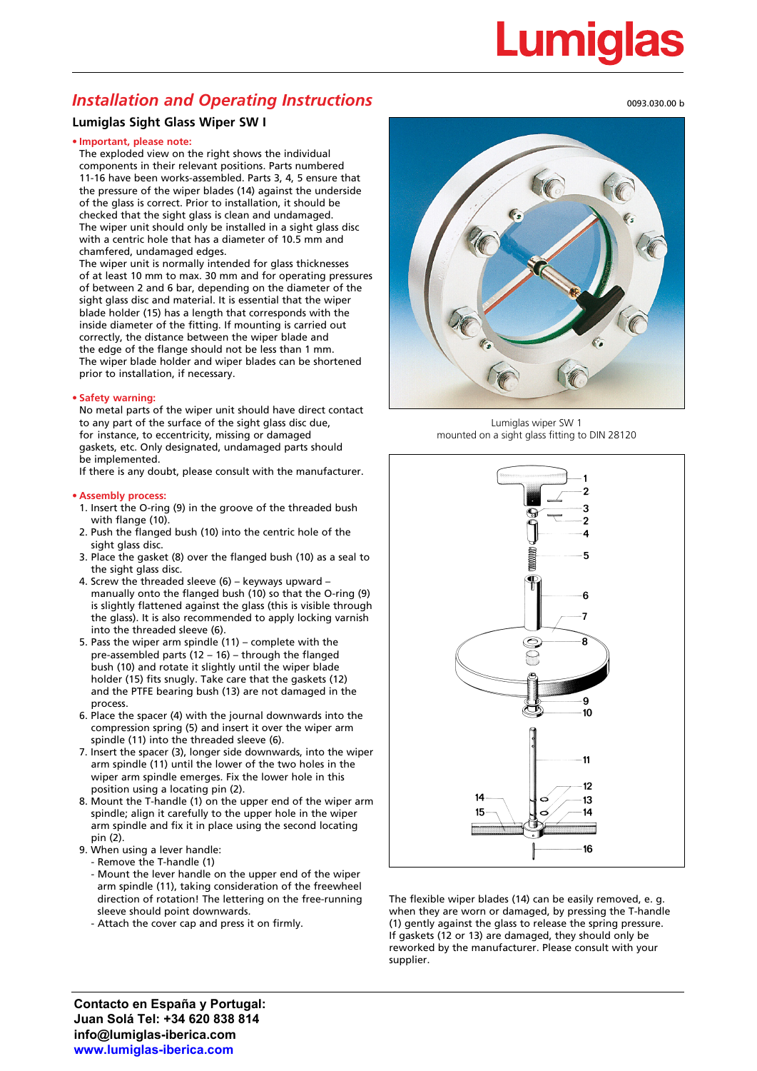# Lumiglas

## *Installation and Operating Instructions*

0093.030.00 b

### Lumiglas Sight Glass Wiper SW I

**• Important, please note:**

The exploded view on the right shows the individual components in their relevant positions. Parts numbered 11-16 have been works-assembled. Parts 3, 4, 5 ensure that the pressure of the wiper blades (14) against the underside of the glass is correct. Prior to installation, it should be checked that the sight glass is clean and undamaged. The wiper unit should only be installed in a sight glass disc with a centric hole that has a diameter of 10.5 mm and chamfered, undamaged edges.
The wiper unit is normally intended for glass thicknesses of at least 10 mm to max. 30 mm and for operating pressures of between 2 and 6 bar, depending on the diameter of the sight glass disc and material. It is essential that the wiper blade holder (15) has a length that corresponds with the inside diameter of the fitting. If mounting is carried out correctly, the distance between the wiper blade and the edge of the flange should not be less than 1 mm. The wiper blade holder and wiper blades can be shortened prior to installation, if necessary.

**• Safety warning:**

No metal parts of the wiper unit should have direct contact to any part of the surface of the sight glass disc due, for instance, to eccentricity, missing or damaged gaskets, etc. Only designated, undamaged parts should be implemented.
If there is any doubt, please consult with the manufacturer.

**• Assembly process:**

1. Insert the O-ring (9) in the groove of the threaded bush with flange (10).
2. Push the flanged bush (10) into the centric hole of the sight glass disc.
3. Place the gasket (8) over the flanged bush (10) as a seal to the sight glass disc.
4. Screw the threaded sleeve (6) – keyways upward – manually onto the flanged bush (10) so that the O-ring (9) is slightly flattened against the glass (this is visible through the glass). It is also recommended to apply locking varnish into the threaded sleeve (6).
5. Pass the wiper arm spindle (11) – complete with the pre-assembled parts (12 – 16) – through the flanged bush (10) and rotate it slightly until the wiper blade holder (15) fits snugly. Take care that the gaskets (12) and the PTFE bearing bush (13) are not damaged in the process.
6. Place the spacer (4) with the journal downwards into the compression spring (5) and insert it over the wiper arm spindle (11) into the threaded sleeve (6).
7. Insert the spacer (3), longer side downwards, into the wiper arm spindle (11) until the lower of the two holes in the wiper arm spindle emerges. Fix the lower hole in this position using a locating pin (2).
8. Mount the T-handle (1) on the upper end of the wiper arm spindle; align it carefully to the upper hole in the wiper arm spindle and fix it in place using the second locating pin (2).
9. When using a lever handle:
   - Remove the T-handle (1)
   - Mount the lever handle on the upper end of the wiper arm spindle (11), taking consideration of the freewheel direction of rotation! The lettering on the free-running sleeve should point downwards.
   - Attach the cover cap and press it on firmly.

Lumiglas wiper SW 1
mounted on a sight glass fitting to DIN 28120

1
2
3
2
4
5
6
7
8
9
10
11
12
13
14
14
15
16

The flexible wiper blades (14) can be easily removed, e. g. when they are worn or damaged, by pressing the T-handle (1) gently against the glass to release the spring pressure. If gaskets (12 or 13) are damaged, they should only be reworked by the manufacturer. Please consult with your supplier.

**Contacto en España y Portugal:**
**Juan Solá Tel: +34 620 838 814**
**info@lumiglas-iberica.com**
**www.lumiglas-iberica.com**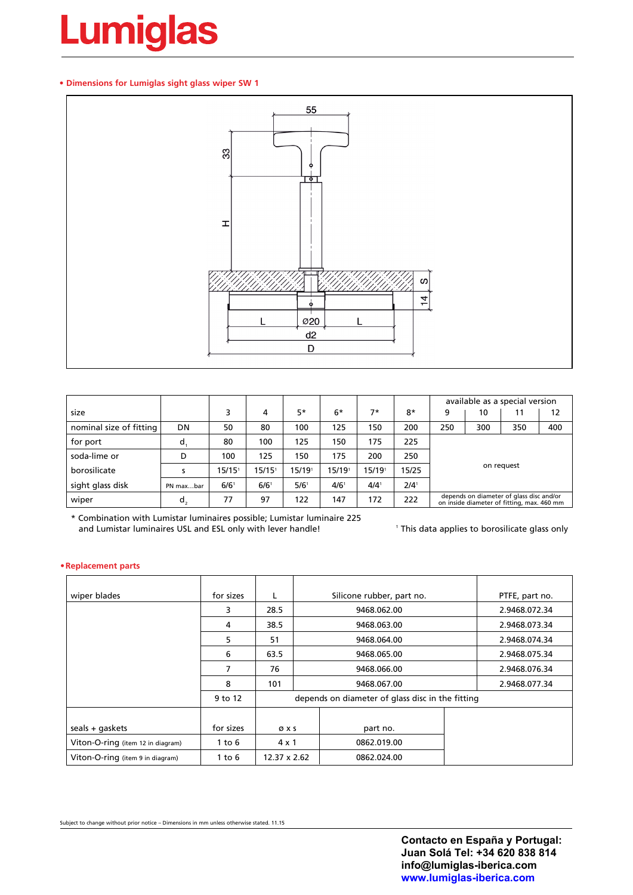# Lumiglas

**• Dimensions for Lumiglas sight glass wiper SW 1**

55

33

H

S

14

L

Ø20

L

d2

D

| size | | 3 | 4 | 5* | 6* | 7* | 8* | available as a special version 9 | 10 | 11 | 12 |
|---|---|---|---|---|---|---|---|---|---|---|---|
| nominal size of fitting | DN | 50 | 80 | 100 | 125 | 150 | 200 | 250 | 300 | 350 | 400 |
| for port | $d_1$ | 80 | 100 | 125 | 150 | 175 | 225 | on request | | | |
| soda-lime or | D | 100 | 125 | 150 | 175 | 200 | 250 | | | | |
| borosilicate | s | 15/15[1] | 15/15[1] | 15/19[1] | 15/19[1] | 15/19[1] | 15/25 | | | | |
| sight glass disk | PN max…bar | 6/6[1] | 6/6[1] | 5/6[1] | 4/6[1] | 4/4[1] | 2/4[1] | | | | |
| wiper | $d_2$ | 77 | 97 | 122 | 147 | 172 | 222 | depends on diameter of glass disc and/or on inside diameter of fitting, max. 460 mm | | | |

\* Combination with Lumistar luminaires possible; Lumistar luminaire 225 and Lumistar luminaires USL and ESL only with lever handle!

[1] This data applies to borosilicate glass only

**• Replacement parts**

| wiper blades | for sizes | L | Silicone rubber, part no. | PTFE, part no. |
|---|---|---|---|---|
| | 3 | 28.5 | 9468.062.00 | 2.9468.072.34 |
| | 4 | 38.5 | 9468.063.00 | 2.9468.073.34 |
| | 5 | 51 | 9468.064.00 | 2.9468.074.34 |
| | 6 | 63.5 | 9468.065.00 | 2.9468.075.34 |
| | 7 | 76 | 9468.066.00 | 2.9468.076.34 |
| | 8 | 101 | 9468.067.00 | 2.9468.077.34 |
| | 9 to 12 | depends on diameter of glass disc in the fitting | | |

| seals + gaskets | for sizes | ø x s | part no. |
|---|---|---|---|
| Viton-O-ring (item 12 in diagram) | 1 to 6 | 4 x 1 | 0862.019.00 |
| Viton-O-ring (item 9 in diagram) | 1 to 6 | 12.37 x 2.62 | 0862.024.00 |

Subject to change without prior notice – Dimensions in mm unless otherwise stated. 11.15

**Contacto en España y Portugal:**
**Juan Solá Tel: +34 620 838 814**
**info@lumiglas-iberica.com**
**www.lumiglas-iberica.com**